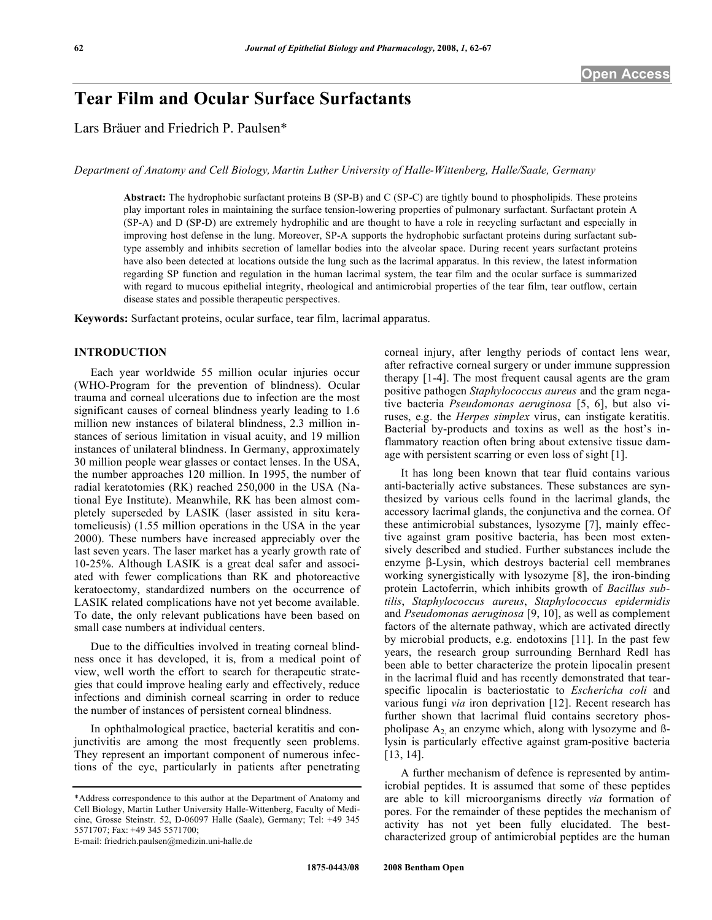# Tear Film and Ocular Surface Surfactants

Lars Bräuer and Friedrich P. Paulsen*

*Department of Anatomy and Cell Biology, Martin Luther University of Halle-Wittenberg, Halle/Saale, Germany*

**Abstract:** The hydrophobic surfactant proteins B (SP-B) and C (SP-C) are tightly bound to phospholipids. These proteins play important roles in maintaining the surface tension-lowering properties of pulmonary surfactant. Surfactant protein A (SP-A) and D (SP-D) are extremely hydrophilic and are thought to have a role in recycling surfactant and especially in improving host defense in the lung. Moreover, SP-A supports the hydrophobic surfactant proteins during surfactant subtype assembly and inhibits secretion of lamellar bodies into the alveolar space. During recent years surfactant proteins have also been detected at locations outside the lung such as the lacrimal apparatus. In this review, the latest information regarding SP function and regulation in the human lacrimal system, the tear film and the ocular surface is summarized with regard to mucous epithelial integrity, rheological and antimicrobial properties of the tear film, tear outflow, certain disease states and possible therapeutic perspectives.

**Keywords:** Surfactant proteins, ocular surface, tear film, lacrimal apparatus.

## INTRODUCTION

Each year worldwide 55 million ocular injuries occur (WHO-Program for the prevention of blindness). Ocular trauma and corneal ulcerations due to infection are the most significant causes of corneal blindness yearly leading to 1.6 million new instances of bilateral blindness, 2.3 million instances of serious limitation in visual acuity, and 19 million instances of unilateral blindness. In Germany, approximately 30 million people wear glasses or contact lenses. In the USA, the number approaches 120 million. In 1995, the number of radial keratotomies (RK) reached 250,000 in the USA (National Eye Institute). Meanwhile, RK has been almost completely superseded by LASIK (laser assisted in situ keratomelieusis) (1.55 million operations in the USA in the year 2000). These numbers have increased appreciably over the last seven years. The laser market has a yearly growth rate of 10-25%. Although LASIK is a great deal safer and associated with fewer complications than RK and photoreactive keratoectomy, standardized numbers on the occurrence of LASIK related complications have not yet become available. To date, the only relevant publications have been based on small case numbers at individual centers.

Due to the difficulties involved in treating corneal blindness once it has developed, it is, from a medical point of view, well worth the effort to search for therapeutic strategies that could improve healing early and effectively, reduce infections and diminish corneal scarring in order to reduce the number of instances of persistent corneal blindness.

In ophthalmological practice, bacterial keratitis and conjunctivitis are among the most frequently seen problems. They represent an important component of numerous infections of the eye, particularly in patients after penetrating corneal injury, after lengthy periods of contact lens wear, after refractive corneal surgery or under immune suppression therapy [1-4]. The most frequent causal agents are the gram positive pathogen *Staphylococcus aureus* and the gram negative bacteria *Pseudomonas aeruginosa* [5, 6], but also viruses, e.g. the *Herpes simplex* virus, can instigate keratitis. Bacterial by-products and toxins as well as the host's inflammatory reaction often bring about extensive tissue damage with persistent scarring or even loss of sight [1].

It has long been known that tear fluid contains various anti-bacterially active substances. These substances are synthesized by various cells found in the lacrimal glands, the accessory lacrimal glands, the conjunctiva and the cornea. Of these antimicrobial substances, lysozyme [7], mainly effective against gram positive bacteria, has been most extensively described and studied. Further substances include the enzyme β-Lysin, which destroys bacterial cell membranes working synergistically with lysozyme [8], the iron-binding protein Lactoferrin, which inhibits growth of *Bacillus subtilis*, *Staphylococcus aureus*, *Staphylococcus epidermidis* and *Pseudomonas aeruginosa* [9, 10], as well as complement factors of the alternate pathway, which are activated directly by microbial products, e.g. endotoxins [11]. In the past few years, the research group surrounding Bernhard Redl has been able to better characterize the protein lipocalin present in the lacrimal fluid and has recently demonstrated that tear-specific lipocalin is bacteriostatic to *Escherica coli* and various fungi *via* iron deprivation [12]. Recent research has further shown that lacrimal fluid contains secretory phospholipase $A_2$, an enzyme which, along with lysozyme and ß-lysin is particularly effective against gram-positive bacteria [13, 14].

A further mechanism of defence is represented by antimicrobial peptides. It is assumed that some of these peptides are able to kill microorganisms directly *via* formation of pores. For the remainder of these peptides the mechanism of activity has not yet been fully elucidated. The best-characterized group of antimicrobial peptides are the human

---

*Address correspondence to this author at the Department of Anatomy and Cell Biology, Martin Luther University Halle-Wittenberg, Faculty of Medicine, Grosse Steinstr. 52, D-06097 Halle (Saale), Germany; Tel: +49 345 5571707; Fax: +49 345 5571700;
E-mail: friedrich.paulsen@medizin.uni-halle.de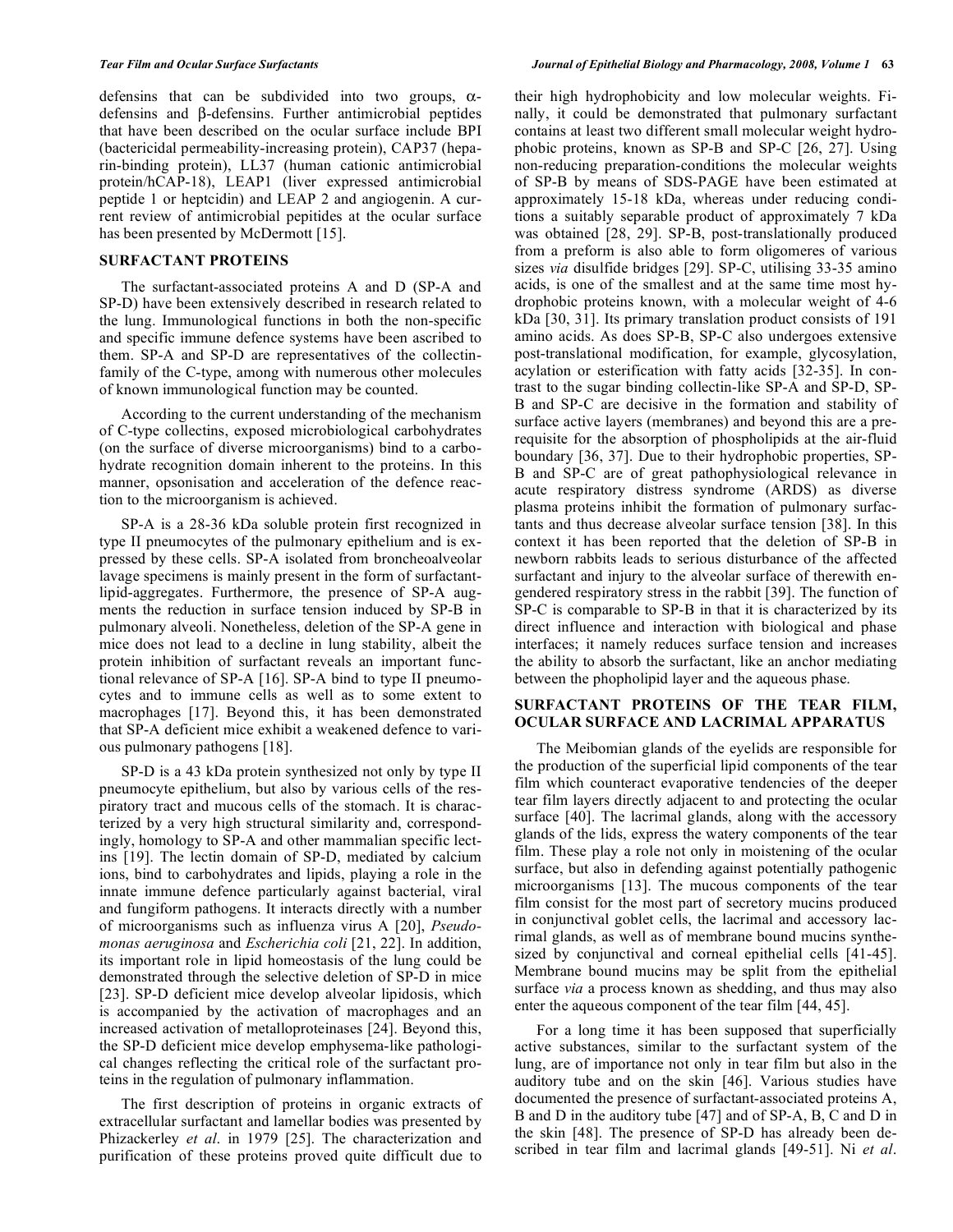defensins that can be subdivided into two groups, α-defensins and β-defensins. Further antimicrobial peptides that have been described on the ocular surface include BPI (bactericidal permeability-increasing protein), CAP37 (heparin-binding protein), LL37 (human cationic antimicrobial protein/hCAP-18), LEAP1 (liver expressed antimicrobial peptide 1 or heptcidin) and LEAP 2 and angiogenin. A current review of antimicrobial pepitides at the ocular surface has been presented by McDermott [15].

## SURFACTANT PROTEINS

The surfactant-associated proteins A and D (SP-A and SP-D) have been extensively described in research related to the lung. Immunological functions in both the non-specific and specific immune defence systems have been ascribed to them. SP-A and SP-D are representatives of the collectin-family of the C-type, among with numerous other molecules of known immunological function may be counted.

According to the current understanding of the mechanism of C-type collectins, exposed microbiological carbohydrates (on the surface of diverse microorganisms) bind to a carbohydrate recognition domain inherent to the proteins. In this manner, opsonisation and acceleration of the defence reaction to the microorganism is achieved.

SP-A is a 28-36 kDa soluble protein first recognized in type II pneumocytes of the pulmonary epithelium and is expressed by these cells. SP-A isolated from broncheoalveolar lavage specimens is mainly present in the form of surfactant-lipid-aggregates. Furthermore, the presence of SP-A augments the reduction in surface tension induced by SP-B in pulmonary alveoli. Nonetheless, deletion of the SP-A gene in mice does not lead to a decline in lung stability, albeit the protein inhibition of surfactant reveals an important functional relevance of SP-A [16]. SP-A bind to type II pneumocytes and to immune cells as well as to some extent to macrophages [17]. Beyond this, it has been demonstrated that SP-A deficient mice exhibit a weakened defence to various pulmonary pathogens [18].

SP-D is a 43 kDa protein synthesized not only by type II pneumocyte epithelium, but also by various cells of the respiratory tract and mucous cells of the stomach. It is characterized by a very high structural similarity and, correspondingly, homology to SP-A and other mammalian specific lectins [19]. The lectin domain of SP-D, mediated by calcium ions, bind to carbohydrates and lipids, playing a role in the innate immune defence particularly against bacterial, viral and fungiform pathogens. It interacts directly with a number of microorganisms such as influenza virus A [20], *Pseudomonas aeruginosa* and *Escherichia coli* [21, 22]. In addition, its important role in lipid homeostasis of the lung could be demonstrated through the selective deletion of SP-D in mice [23]. SP-D deficient mice develop alveolar lipidosis, which is accompanied by the activation of macrophages and an increased activation of metalloproteinases [24]. Beyond this, the SP-D deficient mice develop emphysema-like pathological changes reflecting the critical role of the surfactant proteins in the regulation of pulmonary inflammation.

The first description of proteins in organic extracts of extracellular surfactant and lamellar bodies was presented by Phizackerley *et al*. in 1979 [25]. The characterization and purification of these proteins proved quite difficult due to their high hydrophobicity and low molecular weights. Finally, it could be demonstrated that pulmonary surfactant contains at least two different small molecular weight hydrophobic proteins, known as SP-B and SP-C [26, 27]. Using non-reducing preparation-conditions the molecular weights of SP-B by means of SDS-PAGE have been estimated at approximately 15-18 kDa, whereas under reducing conditions a suitably separable product of approximately 7 kDa was obtained [28, 29]. SP-B, post-translationally produced from a preform is also able to form oligomeres of various sizes *via* disulfide bridges [29]. SP-C, utilising 33-35 amino acids, is one of the smallest and at the same time most hydrophobic proteins known, with a molecular weight of 4-6 kDa [30, 31]. Its primary translation product consists of 191 amino acids. As does SP-B, SP-C also undergoes extensive post-translational modification, for example, glycosylation, acylation or esterification with fatty acids [32-35]. In contrast to the sugar binding collectin-like SP-A and SP-D, SP-B and SP-C are decisive in the formation and stability of surface active layers (membranes) and beyond this are a prerequisite for the absorption of phospholipids at the air-fluid boundary [36, 37]. Due to their hydrophobic properties, SP-B and SP-C are of great pathophysiological relevance in acute respiratory distress syndrome (ARDS) as diverse plasma proteins inhibit the formation of pulmonary surfactants and thus decrease alveolar surface tension [38]. In this context it has been reported that the deletion of SP-B in newborn rabbits leads to serious disturbance of the affected surfactant and injury to the alveolar surface of therewith engendered respiratory stress in the rabbit [39]. The function of SP-C is comparable to SP-B in that it is characterized by its direct influence and interaction with biological and phase interfaces; it namely reduces surface tension and increases the ability to absorb the surfactant, like an anchor mediating between the phopholipid layer and the aqueous phase.

## SURFACTANT PROTEINS OF THE TEAR FILM, OCULAR SURFACE AND LACRIMAL APPARATUS

The Meibomian glands of the eyelids are responsible for the production of the superficial lipid components of the tear film which counteract evaporative tendencies of the deeper tear film layers directly adjacent to and protecting the ocular surface [40]. The lacrimal glands, along with the accessory glands of the lids, express the watery components of the tear film. These play a role not only in moistening of the ocular surface, but also in defending against potentially pathogenic microorganisms [13]. The mucous components of the tear film consist for the most part of secretory mucins produced in conjunctival goblet cells, the lacrimal and accessory lacrimal glands, as well as of membrane bound mucins synthesized by conjunctival and corneal epithelial cells [41-45]. Membrane bound mucins may be split from the epithelial surface *via* a process known as shedding, and thus may also enter the aqueous component of the tear film [44, 45].

For a long time it has been supposed that superficially active substances, similar to the surfactant system of the lung, are of importance not only in tear film but also in the auditory tube and on the skin [46]. Various studies have documented the presence of surfactant-associated proteins A, B and D in the auditory tube [47] and of SP-A, B, C and D in the skin [48]. The presence of SP-D has already been described in tear film and lacrimal glands [49-51]. Ni *et al*.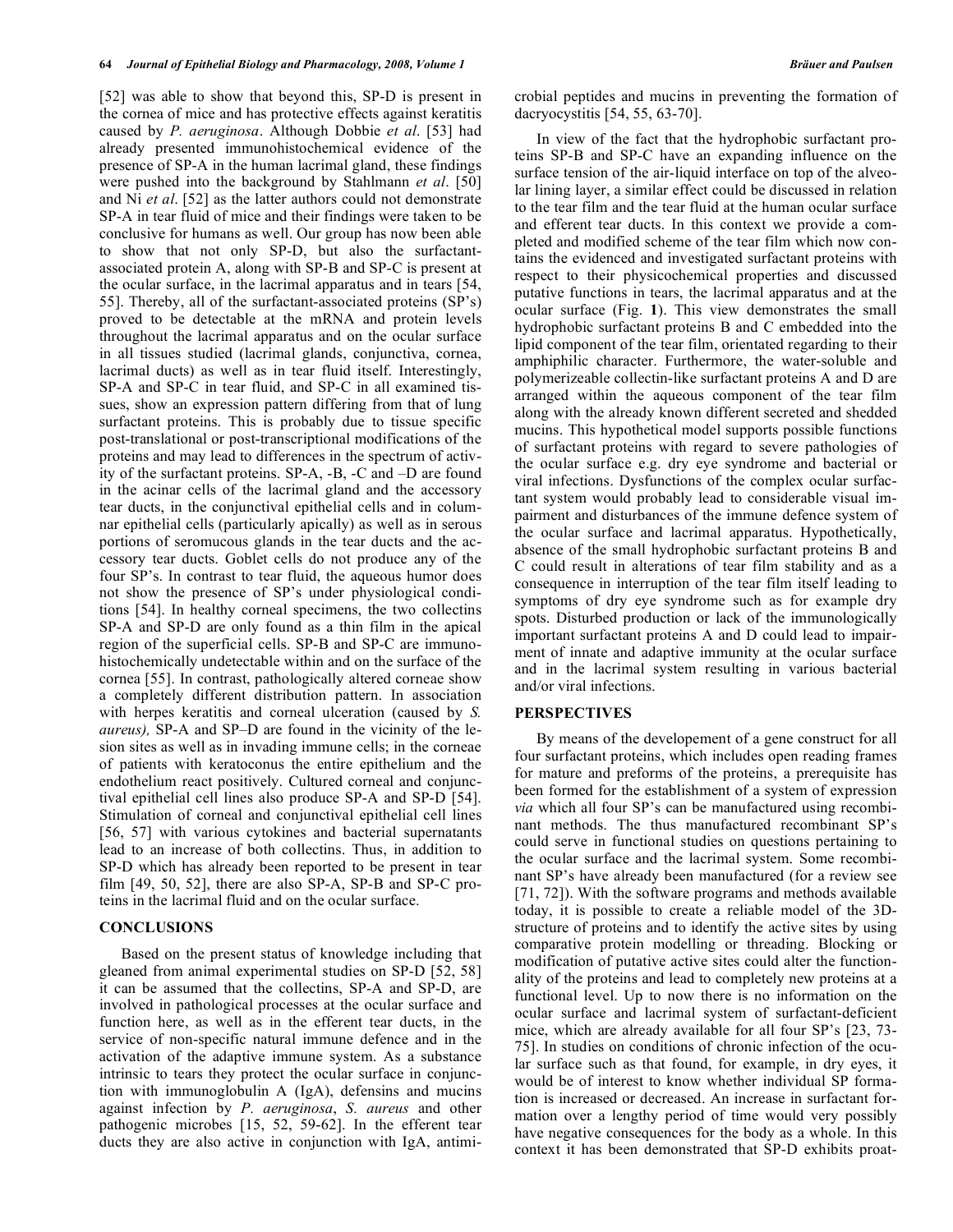[52] was able to show that beyond this, SP-D is present in the cornea of mice and has protective effects against keratitis caused by *P. aeruginosa*. Although Dobbie *et al*. [53] had already presented immunohistochemical evidence of the presence of SP-A in the human lacrimal gland, these findings were pushed into the background by Stahlmann *et al*. [50] and Ni *et al*. [52] as the latter authors could not demonstrate SP-A in tear fluid of mice and their findings were taken to be conclusive for humans as well. Our group has now been able to show that not only SP-D, but also the surfactant-associated protein A, along with SP-B and SP-C is present at the ocular surface, in the lacrimal apparatus and in tears [54, 55]. Thereby, all of the surfactant-associated proteins (SP's) proved to be detectable at the mRNA and protein levels throughout the lacrimal apparatus and on the ocular surface in all tissues studied (lacrimal glands, conjunctiva, cornea, lacrimal ducts) as well as in tear fluid itself. Interestingly, SP-A and SP-C in tear fluid, and SP-C in all examined tissues, show an expression pattern differing from that of lung surfactant proteins. This is probably due to tissue specific post-translational or post-transcriptional modifications of the proteins and may lead to differences in the spectrum of activity of the surfactant proteins. SP-A, -B, -C and –D are found in the acinar cells of the lacrimal gland and the accessory tear ducts, in the conjunctival epithelial cells and in columnar epithelial cells (particularly apically) as well as in serous portions of seromucous glands in the tear ducts and the accessory tear ducts. Goblet cells do not produce any of the four SP's. In contrast to tear fluid, the aqueous humor does not show the presence of SP's under physiological conditions [54]. In healthy corneal specimens, the two collectins SP-A and SP-D are only found as a thin film in the apical region of the superficial cells. SP-B and SP-C are immunohistochemically undetectable within and on the surface of the cornea [55]. In contrast, pathologically altered corneae show a completely different distribution pattern. In association with herpes keratitis and corneal ulceration (caused by *S. aureus),* SP-A and SP–D are found in the vicinity of the lesion sites as well as in invading immune cells; in the corneae of patients with keratoconus the entire epithelium and the endothelium react positively. Cultured corneal and conjunctival epithelial cell lines also produce SP-A and SP-D [54]. Stimulation of corneal and conjunctival epithelial cell lines [56, 57] with various cytokines and bacterial supernatants lead to an increase of both collectins. Thus, in addition to SP-D which has already been reported to be present in tear film [49, 50, 52], there are also SP-A, SP-B and SP-C proteins in the lacrimal fluid and on the ocular surface.

## CONCLUSIONS

Based on the present status of knowledge including that gleaned from animal experimental studies on SP-D [52, 58] it can be assumed that the collectins, SP-A and SP-D, are involved in pathological processes at the ocular surface and function here, as well as in the efferent tear ducts, in the service of non-specific natural immune defence and in the activation of the adaptive immune system. As a substance intrinsic to tears they protect the ocular surface in conjunction with immunoglobulin A (IgA), defensins and mucins against infection by *P. aeruginosa*, *S. aureus* and other pathogenic microbes [15, 52, 59-62]. In the efferent tear ducts they are also active in conjunction with IgA, antimicrobial peptides and mucins in preventing the formation of dacryocystitis [54, 55, 63-70].

In view of the fact that the hydrophobic surfactant proteins SP-B and SP-C have an expanding influence on the surface tension of the air-liquid interface on top of the alveolar lining layer, a similar effect could be discussed in relation to the tear film and the tear fluid at the human ocular surface and efferent tear ducts. In this context we provide a completed and modified scheme of the tear film which now contains the evidenced and investigated surfactant proteins with respect to their physicochemical properties and discussed putative functions in tears, the lacrimal apparatus and at the ocular surface (Fig. **1**). This view demonstrates the small hydrophobic surfactant proteins B and C embedded into the lipid component of the tear film, orientated regarding to their amphiphilic character. Furthermore, the water-soluble and polymerizeable collectin-like surfactant proteins A and D are arranged within the aqueous component of the tear film along with the already known different secreted and shedded mucins. This hypothetical model supports possible functions of surfactant proteins with regard to severe pathologies of the ocular surface e.g. dry eye syndrome and bacterial or viral infections. Dysfunctions of the complex ocular surfactant system would probably lead to considerable visual impairment and disturbances of the immune defence system of the ocular surface and lacrimal apparatus. Hypothetically, absence of the small hydrophobic surfactant proteins B and C could result in alterations of tear film stability and as a consequence in interruption of the tear film itself leading to symptoms of dry eye syndrome such as for example dry spots. Disturbed production or lack of the immunologically important surfactant proteins A and D could lead to impairment of innate and adaptive immunity at the ocular surface and in the lacrimal system resulting in various bacterial and/or viral infections.

## PERSPECTIVES

By means of the developement of a gene construct for all four surfactant proteins, which includes open reading frames for mature and preforms of the proteins, a prerequisite has been formed for the establishment of a system of expression *via* which all four SP's can be manufactured using recombinant methods. The thus manufactured recombinant SP's could serve in functional studies on questions pertaining to the ocular surface and the lacrimal system. Some recombinant SP's have already been manufactured (for a review see [71, 72]). With the software programs and methods available today, it is possible to create a reliable model of the 3D-structure of proteins and to identify the active sites by using comparative protein modelling or threading. Blocking or modification of putative active sites could alter the functionality of the proteins and lead to completely new proteins at a functional level. Up to now there is no information on the ocular surface and lacrimal system of surfactant-deficient mice, which are already available for all four SP's [23, 73-75]. In studies on conditions of chronic infection of the ocular surface such as that found, for example, in dry eyes, it would be of interest to know whether individual SP formation is increased or decreased. An increase in surfactant formation over a lengthy period of time would very possibly have negative consequences for the body as a whole. In this context it has been demonstrated that SP-D exhibits proat-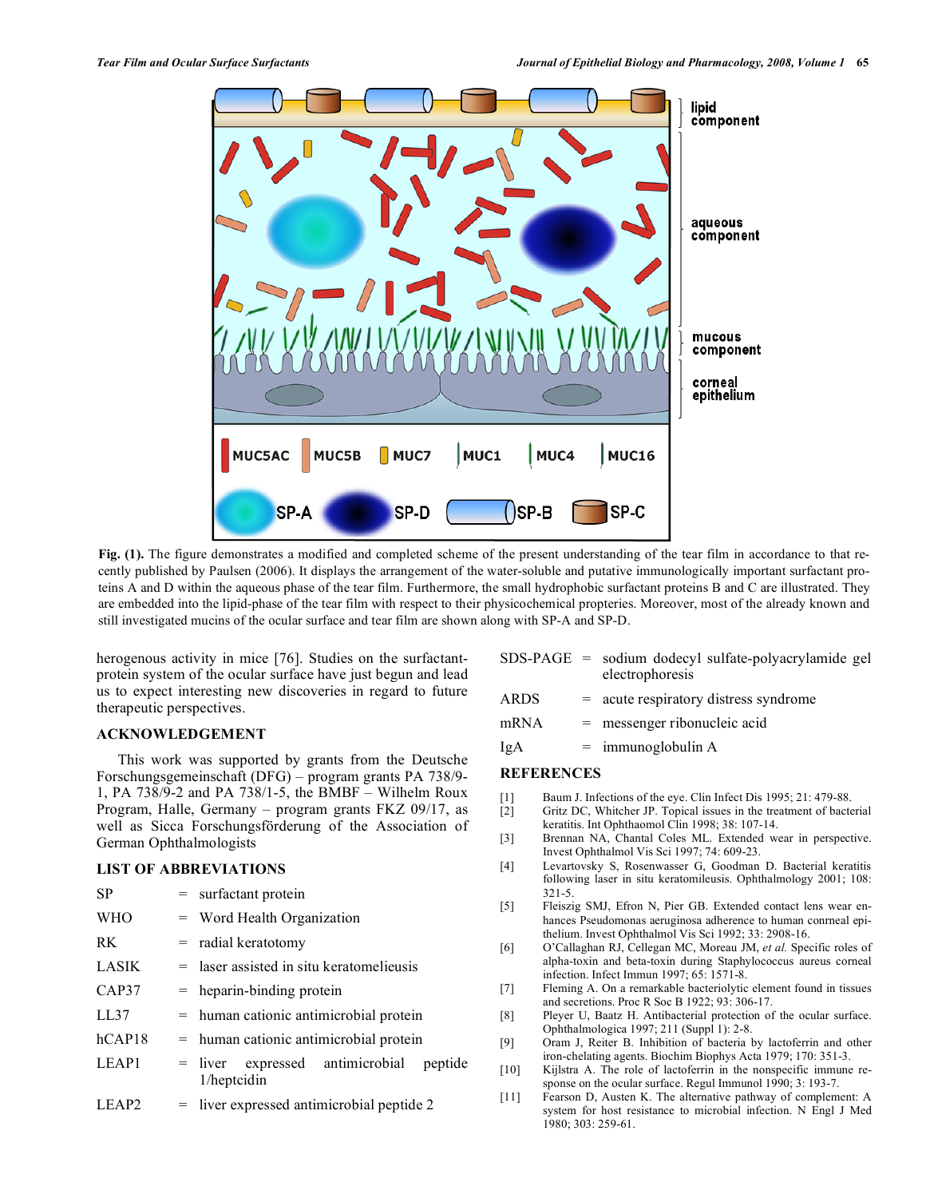Fig. (1). The figure demonstrates a modified and completed scheme of the present understanding of the tear film in accordance to that recently published by Paulsen (2006). It displays the arrangement of the water-soluble and putative immunologically important surfactant proteins A and D within the aqueous phase of the tear film. Furthermore, the small hydrophobic surfactant proteins B and C are illustrated. They are embedded into the lipid-phase of the tear film with respect to their physicochemical propperies. Moreover, most of the already known and still investigated mucins of the ocular surface and tear film are shown along with SP-A and SP-D.

herogenous activity in mice [76]. Studies on the surfactant-protein system of the ocular surface have just begun and lead us to expect interesting new discoveries in regard to future therapeutic perspectives.

## ACKNOWLEDGEMENT

This work was supported by grants from the Deutsche Forschungsgemeinschaft (DFG) – program grants PA 738/9-1, PA 738/9-2 and PA 738/1-5, the BMBF – Wilhelm Roux Program, Halle, Germany – program grants FKZ 09/17, as well as Sicca Forschungsförderung of the Association of German Ophthalmologists

## LIST OF ABBREVIATIONS

| | | |
|---|---|---|
| SP | = | surfactant protein |
| WHO | = | Word Health Organization |
| RK | = | radial keratotomy |
| LASIK | = | laser assisted in situ keratomelieusis |
| CAP37 | = | heparin-binding protein |
| LL37 | = | human cationic antimicrobial protein |
| hCAP18 | = | human cationic antimicrobial protein |
| LEAP1 | = | liver expressed antimicrobial peptide 1/heptcidin |
| LEAP2 | = | liver expressed antimicrobial peptide 2 |
| SDS-PAGE | = | sodium dodecyl sulfate-polyacrylamide gel electrophoresis |
| ARDS | = | acute respiratory distress syndrome |
| mRNA | = | messenger ribonucleic acid |
| IgA | = | immunoglobulin A |

## REFERENCES

[1] Baum J. Infections of the eye. Clin Infect Dis 1995; 21: 479-88.

[2] Gritz DC, Whitcher JP. Topical issues in the treatment of bacterial keratitis. Int Ophthaomol Clin 1998; 38: 107-14.

[3] Brennan NA, Chantal Coles ML. Extended wear in perspective. Invest Ophthalmol Vis Sci 1997; 74: 609-23.

[4] Levartovsky S, Rosenwasser G, Goodman D. Bacterial keratitis following laser in situ keratomileusis. Ophthalmology 2001; 108: 321-5.

[5] Fleiszig SMJ, Efron N, Pier GB. Extended contact lens wear enhances Pseudomonas aeruginosa adherence to human conrneal epithelium. Invest Ophthalmol Vis Sci 1992; 33: 2908-16.

[6] O'Callaghan RJ, Cellegan MC, Moreau JM, *et al.* Specific roles of alpha-toxin and beta-toxin during Staphylococcus aureus corneal infection. Infect Immun 1997; 65: 1571-8.

[7] Fleming A. On a remarkable bacteriolytic element found in tissues and secretions. Proc R Soc B 1922; 93: 306-17.

[8] Pleyer U, Baatz H. Antibacterial protection of the ocular surface. Ophthalmologica 1997; 211 (Suppl 1): 2-8.

[9] Oram J, Reiter B. Inhibition of bacteria by lactoferrin and other iron-chelating agents. Biochim Biophys Acta 1979; 170: 351-3.

[10] Kijlstra A. The role of lactoferrin in the nonspecific immune response on the ocular surface. Regul Immunol 1990; 3: 193-7.

[11] Fearson D, Austen K. The alternative pathway of complement: A system for host resistance to microbial infection. N Engl J Med 1980; 303: 259-61.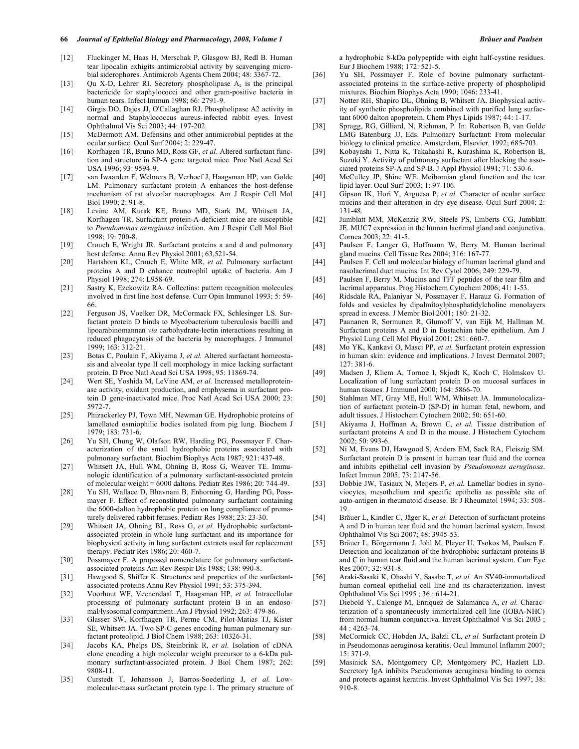[12] Fluckinger M, Haas H, Merschak P, Glasgow BJ, Redl B. Human tear lipocalin exhigits antimicrobial activity by scavenging microbial siderophores. Antimicrob Agents Chem 2004; 48: 3367-72.

[13] Qu X-D, Lehrer RI. Secretory phospholipase $A_2$ is the principal bactericide for staphylococci and other gram-positive bacteria in human tears. Infect Immun 1998; 66: 2791-9.

[14] Girgis DO, Dajcs JJ, O'Callaghan RJ. Phospholipase A2 activity in normal and Staphylococcus aureus-infected rabbit eyes. Invest Ophthalmol Vis Sci 2003; 44: 197-202.

[15] McDermott AM. Defensins and other antimicrobial peptides at the ocular surface. Ocul Surf 2004; 2: 229-47.

[16] Korfhagen TR, Bruno MD, Ross GF, *et al.* Altered surfactant function and structure in SP-A gene targeted mice. Proc Natl Acad Sci USA 1996; 93: 9594-9.

[17] van Iwaarden F, Welmers B, Verhoef J, Haagsman HP, van Golde LM. Pulmonary surfactant protein A enhances the host-defense mechanism of rat alveolar macrophages. Am J Respir Cell Mol Biol 1990; 2: 91-8.

[18] Levine AM, Kurak KE, Bruno MD, Stark JM, Whitsett JA, Korfhagen TR. Surfactant protein-A-deficient mice are susceptible to *Pseudomonas aeruginosa* infection. Am J Respir Cell Mol Biol 1998; 19: 700-8.

[19] Crouch E, Wright JR. Surfactant proteins a and d and pulmonary host defense. Annu Rev Physiol 2001; 63,521-54.

[20] Hartshorn KL, Crouch E, White MR, *et al.* Pulmonary surfactant proteins A and D enhance neutrophil uptake of bacteria. Am J Physiol 1998; 274: L958-69.

[21] Sastry K, Ezekowitz RA. Collectins: pattern recognition molecules involved in first line host defense. Curr Opin Immunol 1993; 5: 59-66.

[22] Ferguson JS, Voelker DR, McCormack FX, Schlesinger LS. Surfactant protein D binds to Mycobacterium tuberculosis bacilli and lipoarabinomannan *via* carbohydrate-lectin interactions resulting in reduced phagocytosis of the bacteria by macrophages. J Immunol 1999; 163: 312-21.

[23] Botas C, Poulain F, Akiyama J, *et al.* Altered surfactant homeostasis and alveolar type II cell morphology in mice lacking surfactant protein. D Proc Natl Acad Sci USA 1998; 95: 11869-74.

[24] Wert SE, Yoshida M, LeVine AM, *et al.* Increased metalloproteinase activity, oxidant production, and emphysema in surfactant protein D gene-inactivated mice. Proc Natl Acad Sci USA 2000; 23: 5972-7.

[25] Phizackerley PJ, Town MH, Newman GE. Hydrophobic proteins of lamellated osmiophilic bodies isolated from pig lung. Biochem J 1979; 183: 731-6.

[26] Yu SH, Chung W, Olafson RW, Harding PG, Possmayer F. Characterization of the small hydrophobic proteins associated with pulmonary surfactant. Biochim Biophys Acta 1987; 921: 437-48.

[27] Whitsett JA, Hull WM, Ohning B, Ross G, Weaver TE. Immunologic identification of a pulmonary surfactant-associated protein of molecular weight = 6000 daltons. Pediatr Res 1986; 20: 744-49.

[28] Yu SH, Wallace D, Bhavnani B, Enhorning G, Harding PG, Possmayer F. Effect of reconstituted pulmonary surfactant containing the 6000-dalton hydrophobic protein on lung compliance of prematurely delivered rabbit fetuses. Pediatr Res 1988; 23: 23-30.

[29] Whitsett JA, Ohning BL, Ross G, *et al.* Hydrophobic surfactant-associated protein in whole lung surfactant and its importance for biophysical activity in lung surfactant extracts used for replacement therapy. Pediatr Res 1986; 20: 460-7.

[30] Possmayer F. A proposed nomenclature for pulmonary surfactant-associated proteins Am Rev Respir Dis 1988; 138: 990-8.

[31] Hawgood S, Shiffer K. Structures and properties of the surfactant-associated proteins Annu Rev Physiol 1991; 53: 375-394.

[32] Voorhout WF, Veenendaal T, Haagsman HP, *et al.* Intracellular processing of pulmonary surfactant protein B in an endosomal/lysosomal compartment. Am J Physiol 1992; 263: 479-86.

[33] Glasser SW, Korfhagen TR, Perme CM, Pilot-Matias TJ, Kister SE, Whitsett JA. Two SP-C genes encoding human pulmonary surfactant proteolipid. J Biol Chem 1988; 263: 10326-31.

[34] Jacobs KA, Phelps DS, Steinbrink R, *et al.* Isolation of cDNA clone encoding a high molecular weight precursor to a 6-kDa pulmonary surfactant-associated protein. J Biol Chem 1987; 262: 9808-11.

[35] Curstedt T, Johansson J, Barros-Soederling J, *et al.* Low-molecular-mass surfactant protein type 1. The primary structure of a hydrophobic 8-kDa polypeptide with eight half-cystine residues. Eur J Biochem 1988; 172: 521-5.

[36] Yu SH, Possmayer F. Role of bovine pulmonary surfactant-associated proteins in the surface-active property of phospholipid mixtures. Biochim Biophys Acta 1990; 1046: 233-41.

[37] Notter RH, Shapiro DL, Ohning B, Whitsett JA. Biophysical activity of synthetic phospholipids combined with purified lung surfactant 6000 dalton apoprotein. Chem Phys Lipids 1987; 44: 1-17.

[38] Spragg, RG, Gilliard, N, Richman, P. In: Robertson B, van Golde LMG Batenburg JJ, Eds. Pulmonary Surfactant: From molecular biology to clinical practice. Amsterdam, Elsevier. 1992; 685-703.

[39] Kobayashi T, Nitta K, Takahashi R, Kurashima K, Robertson B, Suzuki Y. Activity of pulmonary surfactant after blocking the associated proteins SP-A and SP-B. J Appl Physiol 1991; 71: 530-6.

[40] McCulley JP, Shine WE. Meibomian gland function and the tear lipid layer. Ocul Surf 2003; 1: 97-106.

[41] Gipson IK, Hori Y, Argueso P, *et al.* Character of ocular surface mucins and their alteration in dry eye disease. Ocul Surf 2004; 2: 131-48.

[42] Jumblatt MM, McKenzie RW, Steele PS, Emberts CG, Jumblatt JE. MUC7 expression in the human lacrimal gland and conjunctiva. Cornea 2003; 22: 41-5.

[43] Paulsen F, Langer G, Hoffmann W, Berry M. Human lacrimal gland mucins. Cell Tissue Res 2004; 316: 167-77.

[44] Paulsen F. Cell and molecular biology of human lacrimal gland and nasolacrimal duct mucins. Int Rev Cytol 2006; 249: 229-79.

[45] Paulsen F, Berry M. Mucins and TFF peptides of the tear film and lacrimal apparatus. Prog Histochem Cytochem 2006; 41: 1-53.

[46] Ridsdale RA, Palaniyar N, Possmayer F, Harauz G. Formation of folds and vesicles by dipalmitoylphosphatidylcholine monolayers spread in excess. J Membr Biol 2001; 180: 21-32.

[47] Paananen R, Sormunen R, Glumoff V, van Eijk M, Hallman M. Surfactant proteins A and D in Eustachian tube epithelium. Am J Physiol Lung Cell Mol Physiol 2001; 281: 660-7.

[48] Mo YK, Kankavi O, Masci PP, *et al.* Surfactant protein expression in human skin: evidence and implications. J Invest Dermatol 2007; 127: 381-6.

[49] Madsen J, Kliem A, Tornoe I, Skjodt K, Koch C, Holmskov U. Localization of lung surfactant protein D on mucosal surfaces in human tissues. J Immunol 2000; 164: 5866-70.

[50] Stahlman MT, Gray ME, Hull WM, Whitsett JA. Immunolocalization of surfactant protein-D (SP-D) in human fetal, newborn, and adult tissues. J Histochem Cytochem 2002; 50: 651-60.

[51] Akiyama J, Hoffman A, Brown C, *et al.* Tissue distribution of surfactant proteins A and D in the mouse. J Histochem Cytochem 2002; 50: 993-6.

[52] Ni M, Evans DJ, Hawgood S, Anders EM, Sack RA, Fleiszig SM. Surfactant protein D is present in human tear fluid and the cornea and inhibits epithelial cell invasion by *Pseudomonas aeruginosa*. Infect Immun 2005; 73: 2147-56.

[53] Dobbie JW, Tasiaux N, Meijers P, *et al.* Lamellar bodies in synoviocytes, mesothelium and specific epithelia as possible site of auto-antigen in rheumatoid disease. Br J Rheumatol 1994; 33: 508-19.

[54] Bräuer L, Kindler C, Jäger K, *et al.* Detection of surfactant proteins A and D in human tear fluid and the human lacrimal system. Invest Ophthalmol Vis Sci 2007; 48: 3945-53.

[55] Bräuer L, Börgermann J, Johl M, Pleyer U, Tsokos M, Paulsen F. Detection and localization of the hydrophobic surfactant proteins B and C in human tear fluid and the human lacrimal system. Curr Eye Res 2007; 32: 931-8.

[56] Araki-Sasaki K, Ohashi Y, Sasabe T, *et al.* An SV40-immortalized human corneal epithelial cell line and its characterization. Invest Ophthalmol Vis Sci 1995 ; 36 : 614-21.

[57] Diebold Y, Calonge M, Enriquez de Salamanca A, *et al.* Characterization of a spontaneously immortalized cell line (IOBA-NHC) from normal human conjunctiva. Invest Ophthalmol Vis Sci 2003 ; 44 : 4263-74.

[58] McCormick CC, Hobden JA, Balzli CL, *et al.* Surfactant protein D in Pseudomonas aeruginosa keratitis. Ocul Immunol Inflamm 2007; 15: 371-9.

[59] Masinick SA, Montgomery CP, Montgomery PC, Hazlett LD. Secretory IgA inhibits Pseudomonas aeruginosa binding to cornea and protects against keratitis. Invest Ophthalmol Vis Sci 1997; 38: 910-8.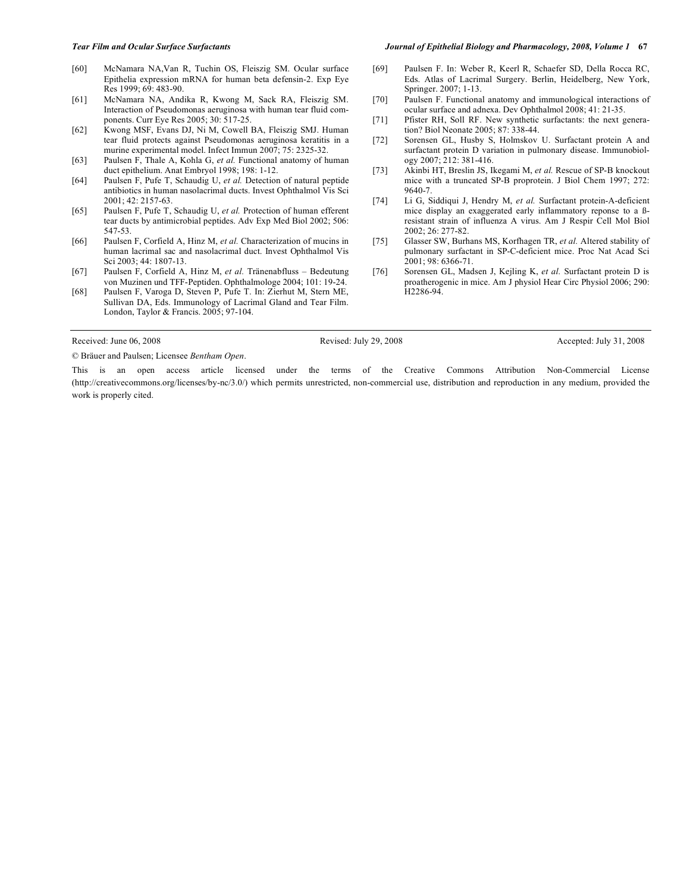[60] McNamara NA,Van R, Tuchin OS, Fleiszig SM. Ocular surface Epithelia expression mRNA for human beta defensin-2. Exp Eye Res 1999; 69: 483-90.

[61] McNamara NA, Andika R, Kwong M, Sack RA, Fleiszig SM. Interaction of Pseudomonas aeruginosa with human tear fluid components. Curr Eye Res 2005; 30: 517-25.

[62] Kwong MSF, Evans DJ, Ni M, Cowell BA, Fleiszig SMJ. Human tear fluid protects against Pseudomonas aeruginosa keratitis in a murine experimental model. Infect Immun 2007; 75: 2325-32.

[63] Paulsen F, Thale A, Kohla G, *et al.* Functional anatomy of human duct epithelium. Anat Embryol 1998; 198: 1-12.

[64] Paulsen F, Pufe T, Schaudig U, *et al.* Detection of natural peptide antibiotics in human nasolacrimal ducts. Invest Ophthalmol Vis Sci 2001; 42: 2157-63.

[65] Paulsen F, Pufe T, Schaudig U, *et al.* Protection of human efferent tear ducts by antimicrobial peptides. Adv Exp Med Biol 2002; 506: 547-53.

[66] Paulsen F, Corfield A, Hinz M, *et al.* Characterization of mucins in human lacrimal sac and nasolacrimal duct. Invest Ophthalmol Vis Sci 2003; 44: 1807-13.

[67] Paulsen F, Corfield A, Hinz M, *et al.* Tränenabfluss – Bedeutung von Muzinen und TFF-Peptiden. Ophthalmologe 2004; 101: 19-24.

[68] Paulsen F, Varoga D, Steven P, Pufe T. In: Zierhut M, Stern ME, Sullivan DA, Eds. Immunology of Lacrimal Gland and Tear Film. London, Taylor & Francis. 2005; 97-104.

[69] Paulsen F. In: Weber R, Keerl R, Schaefer SD, Della Rocca RC, Eds. Atlas of Lacrimal Surgery. Berlin, Heidelberg, New York, Springer. 2007; 1-13.

[70] Paulsen F. Functional anatomy and immunological interactions of ocular surface and adnexa. Dev Ophthalmol 2008; 41: 21-35.

[71] Pfister RH, Soll RF. New synthetic surfactants: the next generation? Biol Neonate 2005; 87: 338-44.

[72] Sorensen GL, Husby S, Holmskov U. Surfactant protein A and surfactant protein D variation in pulmonary disease. Immunobiology 2007; 212: 381-416.

[73] Akinbi HT, Breslin JS, Ikegami M, *et al.* Rescue of SP-B knockout mice with a truncated SP-B proprotein. J Biol Chem 1997; 272: 9640-7.

[74] Li G, Siddiqui J, Hendry M, *et al.* Surfactant protein-A-deficient mice display an exaggerated early inflammatory reponse to a ß-resistant strain of influenza A virus. Am J Respir Cell Mol Biol 2002; 26: 277-82.

[75] Glasser SW, Burhans MS, Korfhagen TR, *et al.* Altered stability of pulmonary surfactant in SP-C-deficient mice. Proc Nat Acad Sci 2001; 98: 6366-71.

[76] Sorensen GL, Madsen J, Kejling K, *et al.* Surfactant protein D is proatherogenic in mice. Am J physiol Hear Circ Physiol 2006; 290: H2286-94.

---

Received: June 06, 2008 Revised: July 29, 2008 Accepted: July 31, 2008

© Bräuer and Paulsen; Licensee *Bentham Open*.

This is an open access article licensed under the terms of the Creative Commons Attribution Non-Commercial License (http://creativecommons.org/licenses/by-nc/3.0/) which permits unrestricted, non-commercial use, distribution and reproduction in any medium, provided the work is properly cited.